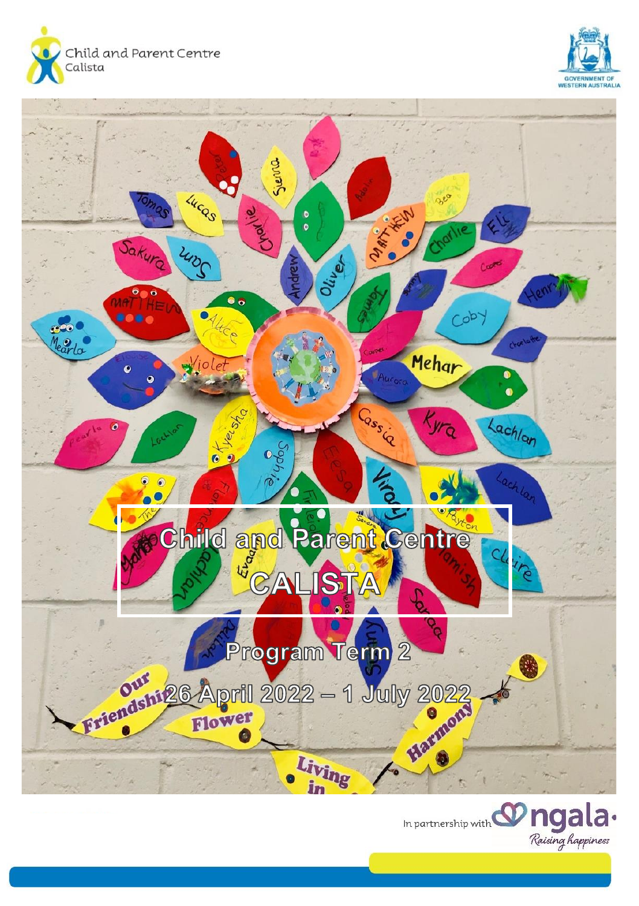Child and Parent Centre
Calista

# Child and Parent Centre

# CALISTA

## Program Term 2

## 26 April 2022 – 1 July 2022

In partnership with ngala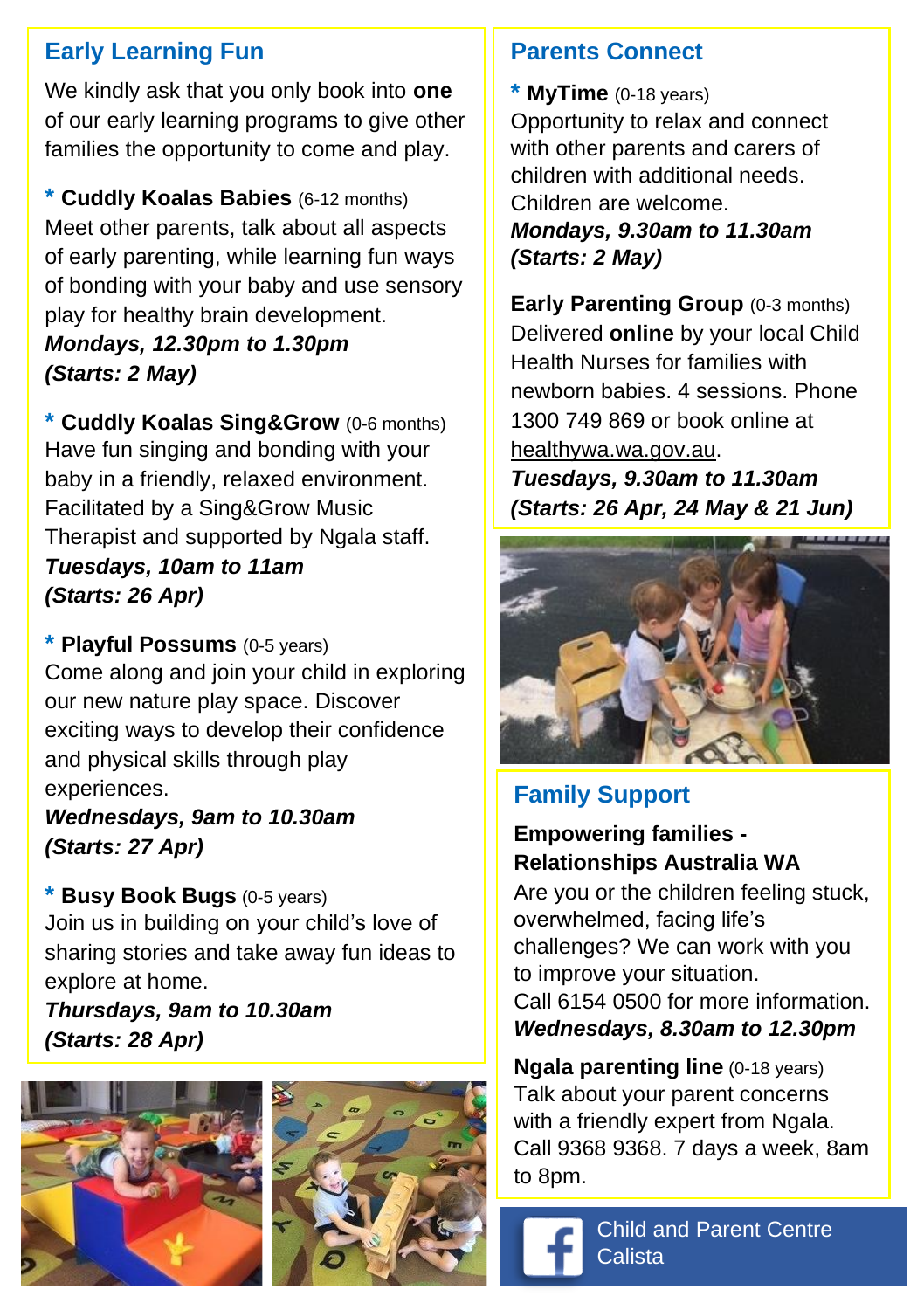## Early Learning Fun

We kindly ask that you only book into **one** of our early learning programs to give other families the opportunity to come and play.

**\* Cuddly Koalas Babies** (6-12 months)
Meet other parents, talk about all aspects of early parenting, while learning fun ways of bonding with your baby and use sensory play for healthy brain development.
***Mondays, 12.30pm to 1.30pm***
***(Starts: 2 May)***

**\* Cuddly Koalas Sing&Grow** (0-6 months)
Have fun singing and bonding with your baby in a friendly, relaxed environment. Facilitated by a Sing&Grow Music Therapist and supported by Ngala staff.
***Tuesdays, 10am to 11am***
***(Starts: 26 Apr)***

**\* Playful Possums** (0-5 years)
Come along and join your child in exploring our new nature play space. Discover exciting ways to develop their confidence and physical skills through play experiences.
***Wednesdays, 9am to 10.30am***
***(Starts: 27 Apr)***

**\* Busy Book Bugs** (0-5 years)
Join us in building on your child's love of sharing stories and take away fun ideas to explore at home.
***Thursdays, 9am to 10.30am***
***(Starts: 28 Apr)***

## Parents Connect

**\* MyTime** (0-18 years)
Opportunity to relax and connect with other parents and carers of children with additional needs. Children are welcome.
***Mondays, 9.30am to 11.30am***
***(Starts: 2 May)***

**Early Parenting Group** (0-3 months)
Delivered **online** by your local Child Health Nurses for families with newborn babies. 4 sessions. Phone 1300 749 869 or book online at healthywa.wa.gov.au.
***Tuesdays, 9.30am to 11.30am***
***(Starts: 26 Apr, 24 May & 21 Jun)***

## Family Support

**Empowering families - Relationships Australia WA**
Are you or the children feeling stuck, overwhelmed, facing life's challenges? We can work with you to improve your situation.
Call 6154 0500 for more information.
***Wednesdays, 8.30am to 12.30pm***

**Ngala parenting line** (0-18 years)
Talk about your parent concerns with a friendly expert from Ngala. Call 9368 9368. 7 days a week, 8am to 8pm.

Child and Parent Centre Calista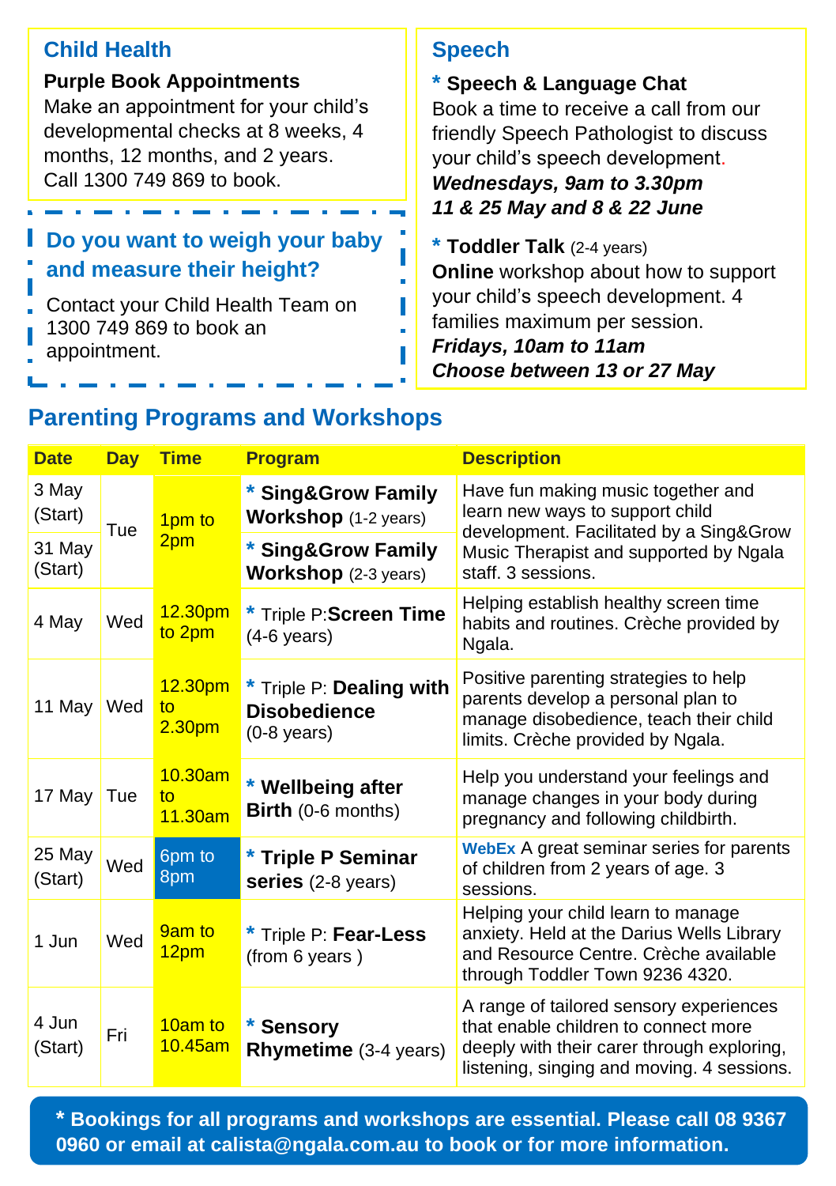## Child Health

**Purple Book Appointments**
Make an appointment for your child's developmental checks at 8 weeks, 4 months, 12 months, and 2 years.
Call 1300 749 869 to book.

### Do you want to weigh your baby and measure their height?

Contact your Child Health Team on 1300 749 869 to book an appointment.

## Speech

**\* Speech & Language Chat**
Book a time to receive a call from our friendly Speech Pathologist to discuss your child's speech development.
***Wednesdays, 9am to 3.30pm***
***11 & 25 May and 8 & 22 June***

**\* Toddler Talk** (2-4 years)
**Online** workshop about how to support your child's speech development. 4 families maximum per session.
***Fridays, 10am to 11am***
***Choose between 13 or 27 May***

## Parenting Programs and Workshops

| Date | Day | Time | Program | Description |
|---|---|---|---|---|
| 3 May (Start) | Tue | 1pm to 2pm | * **Sing&Grow Family Workshop** (1-2 years) | Have fun making music together and learn new ways to support child development. Facilitated by a Sing&Grow Music Therapist and supported by Ngala staff. 3 sessions. |
| 31 May (Start) | Tue | 1pm to 2pm | * **Sing&Grow Family Workshop** (2-3 years) | Have fun making music together and learn new ways to support child development. Facilitated by a Sing&Grow Music Therapist and supported by Ngala staff. 3 sessions. |
| 4 May | Wed | 12.30pm to 2pm | * Triple P:**Screen Time** (4-6 years) | Helping establish healthy screen time habits and routines. Crèche provided by Ngala. |
| 11 May | Wed | 12.30pm to 2.30pm | * Triple P: **Dealing with Disobedience** (0-8 years) | Positive parenting strategies to help parents develop a personal plan to manage disobedience, teach their child limits. Crèche provided by Ngala. |
| 17 May | Tue | 10.30am to 11.30am | * **Wellbeing after Birth** (0-6 months) | Help you understand your feelings and manage changes in your body during pregnancy and following childbirth. |
| 25 May (Start) | Wed | 6pm to 8pm | * **Triple P Seminar series** (2-8 years) | **WebEx** A great seminar series for parents of children from 2 years of age. 3 sessions. |
| 1 Jun | Wed | 9am to 12pm | * Triple P: **Fear-Less** (from 6 years ) | Helping your child learn to manage anxiety. Held at the Darius Wells Library and Resource Centre. Crèche available through Toddler Town 9236 4320. |
| 4 Jun (Start) | Fri | 10am to 10.45am | * **Sensory Rhymetime** (3-4 years) | A range of tailored sensory experiences that enable children to connect more deeply with their carer through exploring, listening, singing and moving. 4 sessions. |

**\* Bookings for all programs and workshops are essential. Please call 08 9367 0960 or email at calista@ngala.com.au to book or for more information.**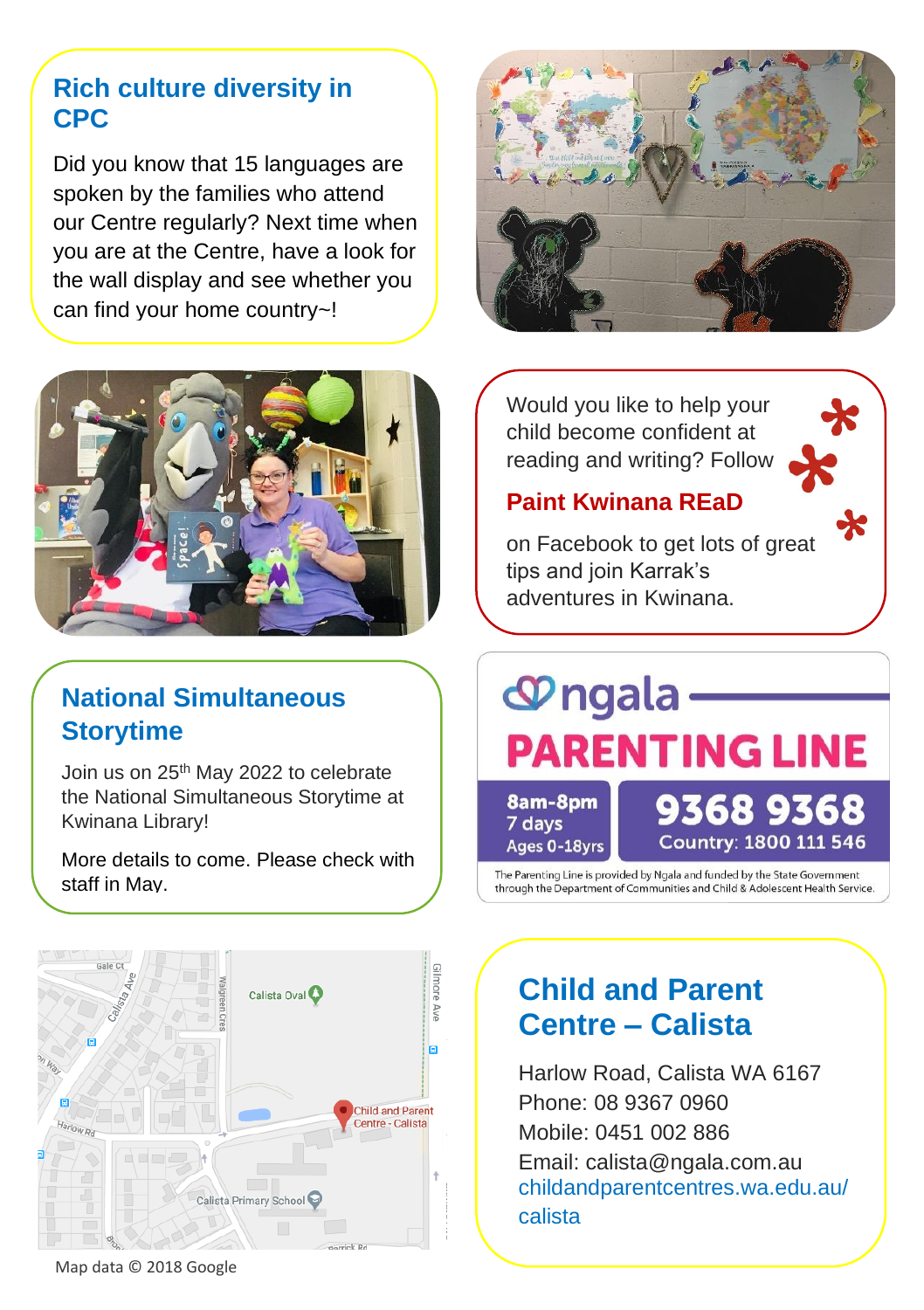## Rich culture diversity in CPC

Did you know that 15 languages are spoken by the families who attend our Centre regularly? Next time when you are at the Centre, have a look for the wall display and see whether you can find your home country~!

Would you like to help your child become confident at reading and writing? Follow

**Paint Kwinana REaD**

on Facebook to get lots of great tips and join Karrak's adventures in Kwinana.

## National Simultaneous Storytime

Join us on 25th May 2022 to celebrate the National Simultaneous Storytime at Kwinana Library!

More details to come. Please check with staff in May.

**ngala PARENTING LINE**

8am-8pm
7 days
Ages 0-18yrs

**9368 9368**
Country: 1800 111 546

The Parenting Line is provided by Ngala and funded by the State Government through the Department of Communities and Child & Adolescent Health Service.

Map data © 2018 Google

## Child and Parent Centre – Calista

Harlow Road, Calista WA 6167
Phone: 08 9367 0960
Mobile: 0451 002 886
Email: calista@ngala.com.au
childandparentcentres.wa.edu.au/calista